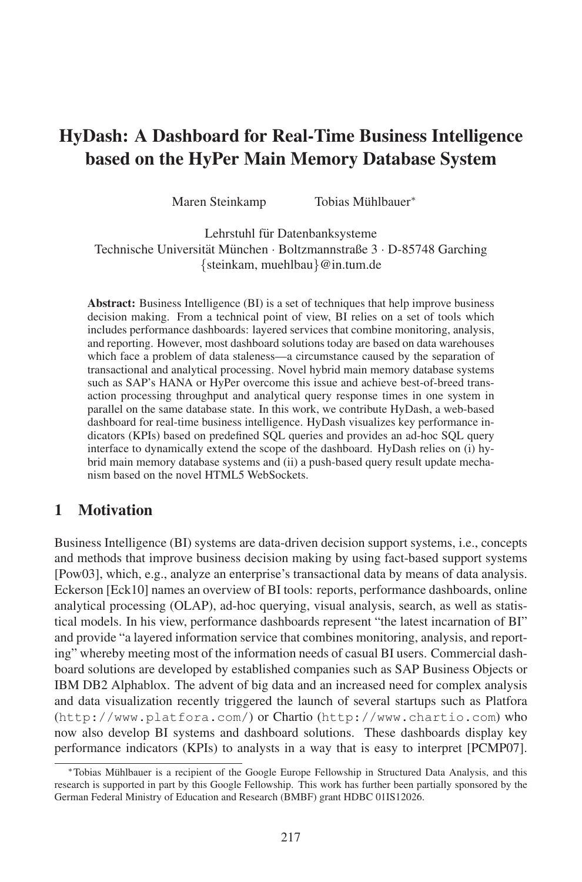# HyDash: A Dashboard for Real-Time Business Intelligence based on the HyPer Main Memory Database System

Maren Steinkamp Tobias Mühlbauer*

Lehrstuhl für Datenbanksysteme
Technische Universität München · Boltzmannstraße 3 · D-85748 Garching
{steinkam, muehlbau}@in.tum.de

**Abstract:** Business Intelligence (BI) is a set of techniques that help improve business decision making. From a technical point of view, BI relies on a set of tools which includes performance dashboards: layered services that combine monitoring, analysis, and reporting. However, most dashboard solutions today are based on data warehouses which face a problem of data staleness—a circumstance caused by the separation of transactional and analytical processing. Novel hybrid main memory database systems such as SAP's HANA or HyPer overcome this issue and achieve best-of-breed transaction processing throughput and analytical query response times in one system in parallel on the same database state. In this work, we contribute HyDash, a web-based dashboard for real-time business intelligence. HyDash visualizes key performance indicators (KPIs) based on predefined SQL queries and provides an ad-hoc SQL query interface to dynamically extend the scope of the dashboard. HyDash relies on (i) hybrid main memory database systems and (ii) a push-based query result update mechanism based on the novel HTML5 WebSockets.

## 1 Motivation

Business Intelligence (BI) systems are data-driven decision support systems, i.e., concepts and methods that improve business decision making by using fact-based support systems [Pow03], which, e.g., analyze an enterprise's transactional data by means of data analysis. Eckerson [Eck10] names an overview of BI tools: reports, performance dashboards, online analytical processing (OLAP), ad-hoc querying, visual analysis, search, as well as statistical models. In his view, performance dashboards represent "the latest incarnation of BI" and provide "a layered information service that combines monitoring, analysis, and reporting" whereby meeting most of the information needs of casual BI users. Commercial dashboard solutions are developed by established companies such as SAP Business Objects or IBM DB2 Alphablox. The advent of big data and an increased need for complex analysis and data visualization recently triggered the launch of several startups such as Platfora (`http://www.platfora.com/`) or Chartio (`http://www.chartio.com`) who now also develop BI systems and dashboard solutions. These dashboards display key performance indicators (KPIs) to analysts in a way that is easy to interpret [PCMP07].

*Tobias Mühlbauer is a recipient of the Google Europe Fellowship in Structured Data Analysis, and this research is supported in part by this Google Fellowship. This work has further been partially sponsored by the German Federal Ministry of Education and Research (BMBF) grant HDBC 01IS12026.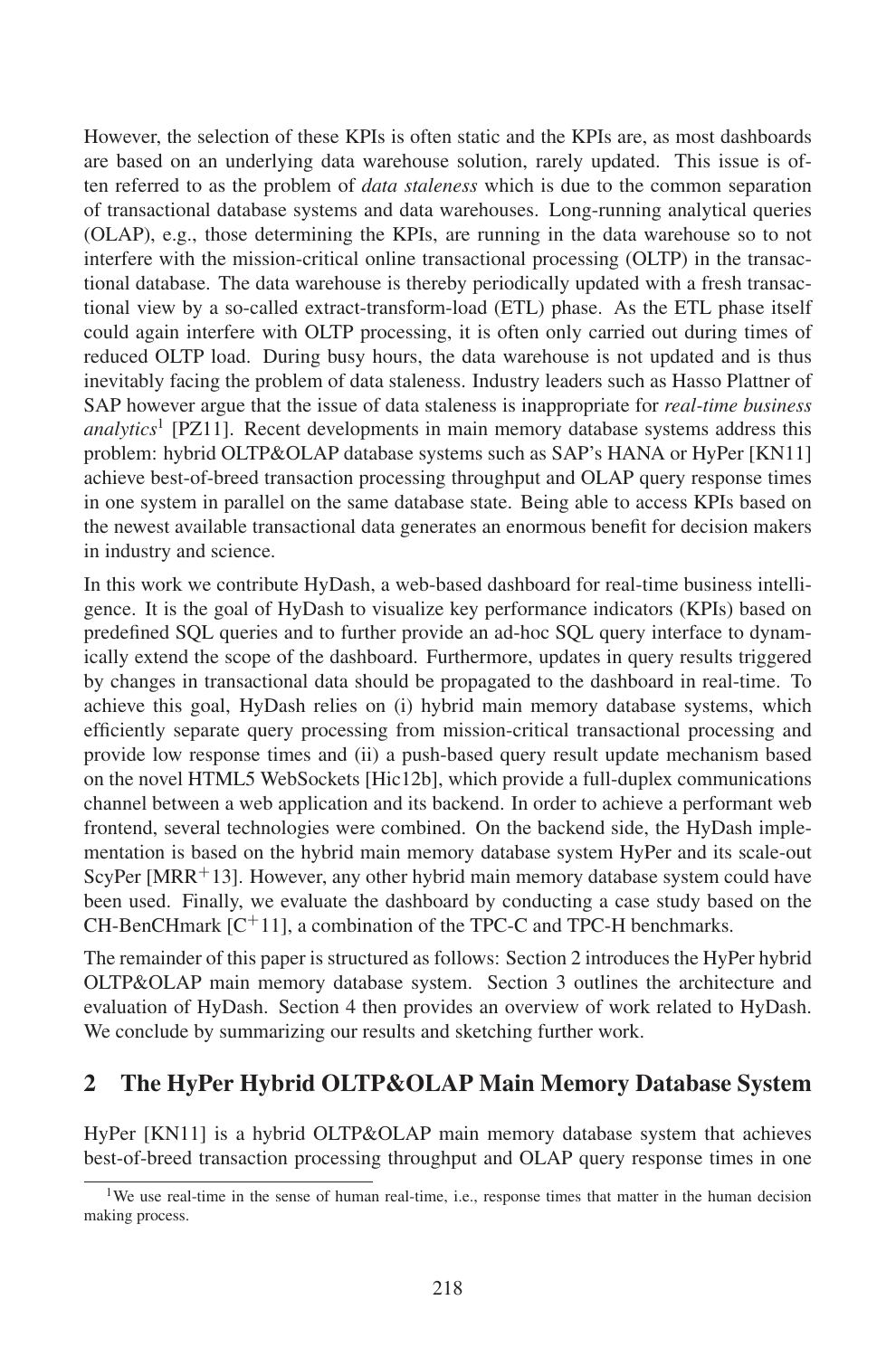However, the selection of these KPIs is often static and the KPIs are, as most dashboards are based on an underlying data warehouse solution, rarely updated. This issue is often referred to as the problem of *data staleness* which is due to the common separation of transactional database systems and data warehouses. Long-running analytical queries (OLAP), e.g., those determining the KPIs, are running in the data warehouse so to not interfere with the mission-critical online transactional processing (OLTP) in the transactional database. The data warehouse is thereby periodically updated with a fresh transactional view by a so-called extract-transform-load (ETL) phase. As the ETL phase itself could again interfere with OLTP processing, it is often only carried out during times of reduced OLTP load. During busy hours, the data warehouse is not updated and is thus inevitably facing the problem of data staleness. Industry leaders such as Hasso Plattner of SAP however argue that the issue of data staleness is inappropriate for *real-time business analytics*[1] [PZ11]. Recent developments in main memory database systems address this problem: hybrid OLTP&OLAP database systems such as SAP's HANA or HyPer [KN11] achieve best-of-breed transaction processing throughput and OLAP query response times in one system in parallel on the same database state. Being able to access KPIs based on the newest available transactional data generates an enormous benefit for decision makers in industry and science.

In this work we contribute HyDash, a web-based dashboard for real-time business intelligence. It is the goal of HyDash to visualize key performance indicators (KPIs) based on predefined SQL queries and to further provide an ad-hoc SQL query interface to dynamically extend the scope of the dashboard. Furthermore, updates in query results triggered by changes in transactional data should be propagated to the dashboard in real-time. To achieve this goal, HyDash relies on (i) hybrid main memory database systems, which efficiently separate query processing from mission-critical transactional processing and provide low response times and (ii) a push-based query result update mechanism based on the novel HTML5 WebSockets [Hic12b], which provide a full-duplex communications channel between a web application and its backend. In order to achieve a performant web frontend, several technologies were combined. On the backend side, the HyDash implementation is based on the hybrid main memory database system HyPer and its scale-out ScyPer [MRR+13]. However, any other hybrid main memory database system could have been used. Finally, we evaluate the dashboard by conducting a case study based on the CH-BenCHmark [C+11], a combination of the TPC-C and TPC-H benchmarks.

The remainder of this paper is structured as follows: Section 2 introduces the HyPer hybrid OLTP&OLAP main memory database system. Section 3 outlines the architecture and evaluation of HyDash. Section 4 then provides an overview of work related to HyDash. We conclude by summarizing our results and sketching further work.

## 2 The HyPer Hybrid OLTP&OLAP Main Memory Database System

HyPer [KN11] is a hybrid OLTP&OLAP main memory database system that achieves best-of-breed transaction processing throughput and OLAP query response times in one

[1] We use real-time in the sense of human real-time, i.e., response times that matter in the human decision making process.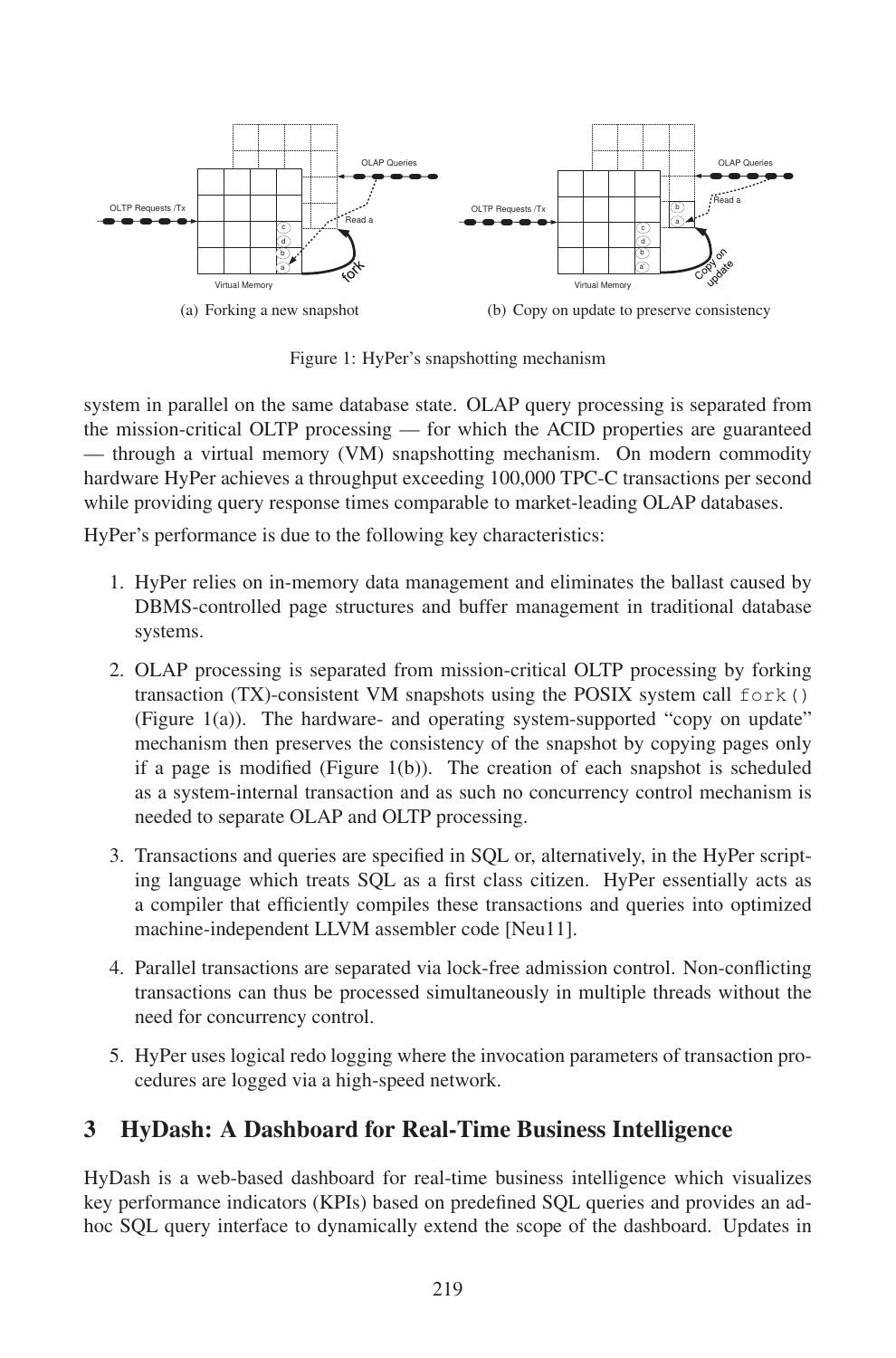(a) Forking a new snapshot

(b) Copy on update to preserve consistency

Figure 1: HyPer's snapshotting mechanism

system in parallel on the same database state. OLAP query processing is separated from the mission-critical OLTP processing — for which the ACID properties are guaranteed — through a virtual memory (VM) snapshotting mechanism. On modern commodity hardware HyPer achieves a throughput exceeding 100,000 TPC-C transactions per second while providing query response times comparable to market-leading OLAP databases.

HyPer's performance is due to the following key characteristics:

1. HyPer relies on in-memory data management and eliminates the ballast caused by DBMS-controlled page structures and buffer management in traditional database systems.

2. OLAP processing is separated from mission-critical OLTP processing by forking transaction (TX)-consistent VM snapshots using the POSIX system call `fork()` (Figure 1(a)). The hardware- and operating system-supported "copy on update" mechanism then preserves the consistency of the snapshot by copying pages only if a page is modified (Figure 1(b)). The creation of each snapshot is scheduled as a system-internal transaction and as such no concurrency control mechanism is needed to separate OLAP and OLTP processing.

3. Transactions and queries are specified in SQL or, alternatively, in the HyPer scripting language which treats SQL as a first class citizen. HyPer essentially acts as a compiler that efficiently compiles these transactions and queries into optimized machine-independent LLVM assembler code [Neu11].

4. Parallel transactions are separated via lock-free admission control. Non-conflicting transactions can thus be processed simultaneously in multiple threads without the need for concurrency control.

5. HyPer uses logical redo logging where the invocation parameters of transaction procedures are logged via a high-speed network.

## 3 HyDash: A Dashboard for Real-Time Business Intelligence

HyDash is a web-based dashboard for real-time business intelligence which visualizes key performance indicators (KPIs) based on predefined SQL queries and provides an ad-hoc SQL query interface to dynamically extend the scope of the dashboard. Updates in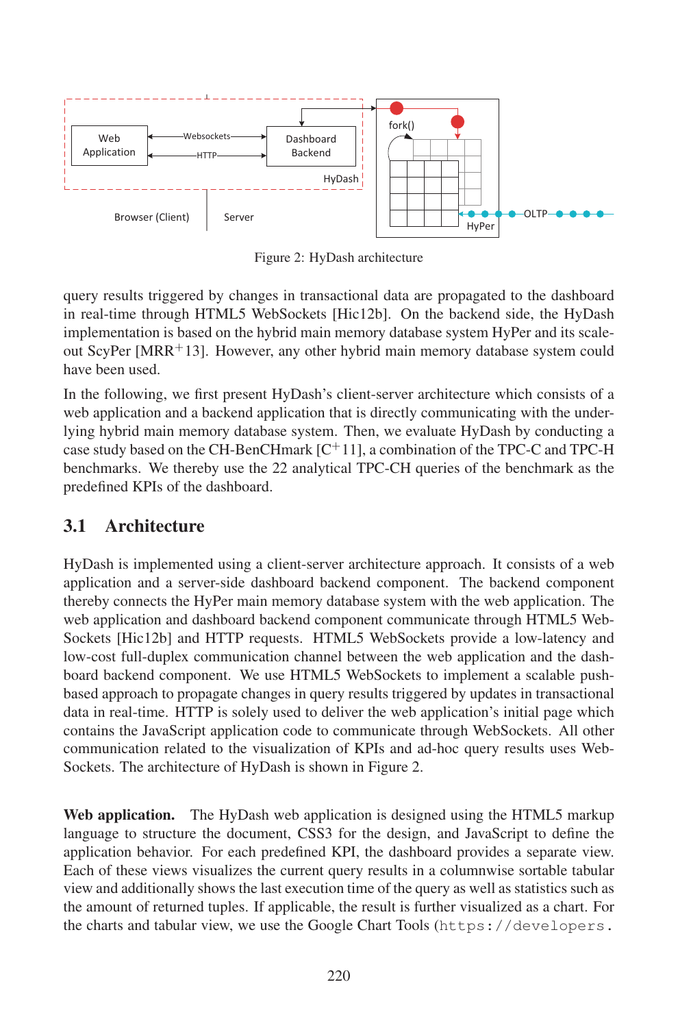Figure 2: HyDash architecture

query results triggered by changes in transactional data are propagated to the dashboard in real-time through HTML5 WebSockets [Hic12b]. On the backend side, the HyDash implementation is based on the hybrid main memory database system HyPer and its scale-out ScyPer [MRR+13]. However, any other hybrid main memory database system could have been used.

In the following, we first present HyDash's client-server architecture which consists of a web application and a backend application that is directly communicating with the underlying hybrid main memory database system. Then, we evaluate HyDash by conducting a case study based on the CH-BenCHmark [C+11], a combination of the TPC-C and TPC-H benchmarks. We thereby use the 22 analytical TPC-CH queries of the benchmark as the predefined KPIs of the dashboard.

## 3.1 Architecture

HyDash is implemented using a client-server architecture approach. It consists of a web application and a server-side dashboard backend component. The backend component thereby connects the HyPer main memory database system with the web application. The web application and dashboard backend component communicate through HTML5 WebSockets [Hic12b] and HTTP requests. HTML5 WebSockets provide a low-latency and low-cost full-duplex communication channel between the web application and the dashboard backend component. We use HTML5 WebSockets to implement a scalable push-based approach to propagate changes in query results triggered by updates in transactional data in real-time. HTTP is solely used to deliver the web application's initial page which contains the JavaScript application code to communicate through WebSockets. All other communication related to the visualization of KPIs and ad-hoc query results uses WebSockets. The architecture of HyDash is shown in Figure 2.

**Web application.** The HyDash web application is designed using the HTML5 markup language to structure the document, CSS3 for the design, and JavaScript to define the application behavior. For each predefined KPI, the dashboard provides a separate view. Each of these views visualizes the current query results in a columnwise sortable tabular view and additionally shows the last execution time of the query as well as statistics such as the amount of returned tuples. If applicable, the result is further visualized as a chart. For the charts and tabular view, we use the Google Chart Tools (`https://developers.`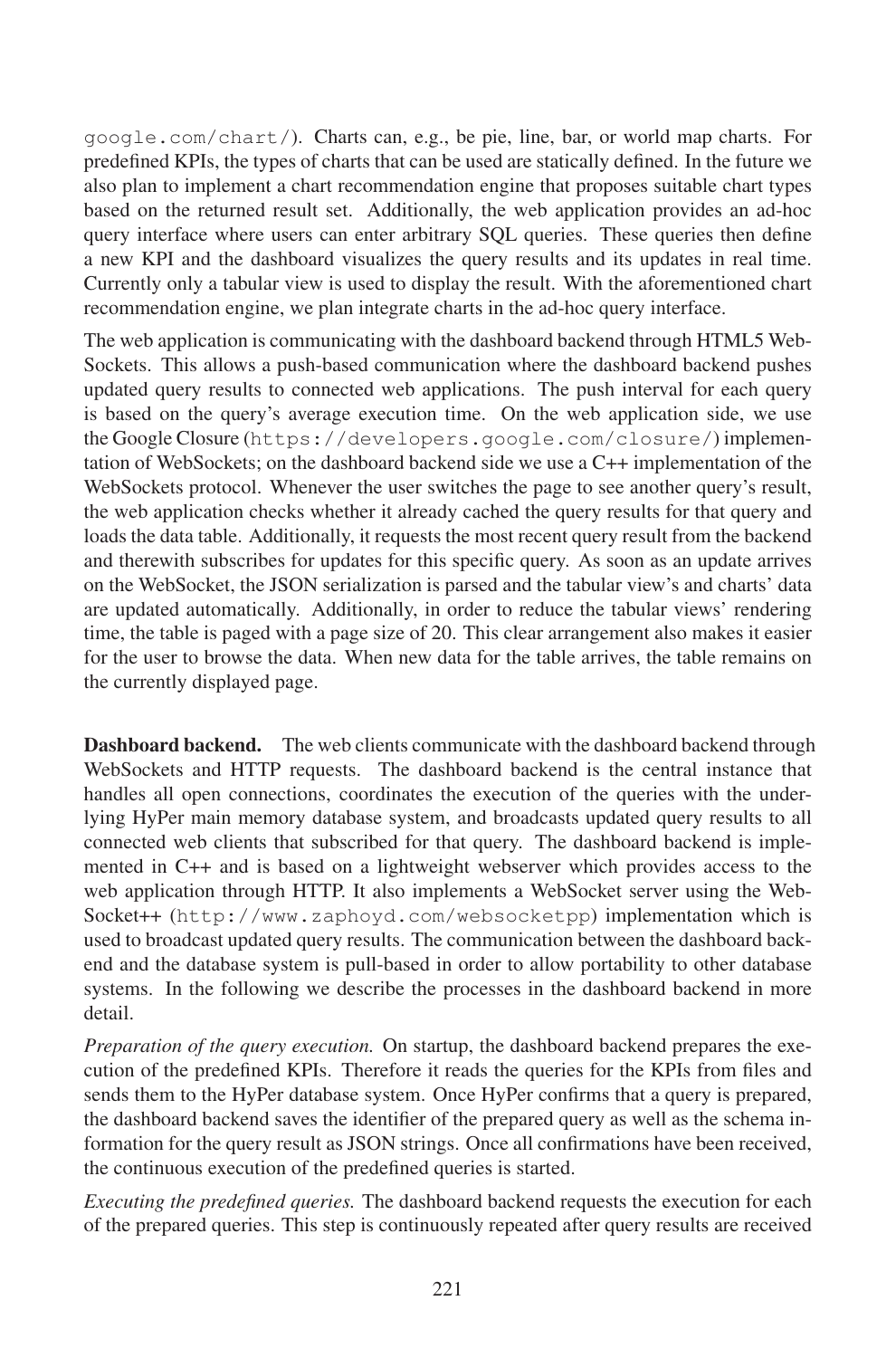google.com/chart/). Charts can, e.g., be pie, line, bar, or world map charts. For predefined KPIs, the types of charts that can be used are statically defined. In the future we also plan to implement a chart recommendation engine that proposes suitable chart types based on the returned result set. Additionally, the web application provides an ad-hoc query interface where users can enter arbitrary SQL queries. These queries then define a new KPI and the dashboard visualizes the query results and its updates in real time. Currently only a tabular view is used to display the result. With the aforementioned chart recommendation engine, we plan integrate charts in the ad-hoc query interface.

The web application is communicating with the dashboard backend through HTML5 WebSockets. This allows a push-based communication where the dashboard backend pushes updated query results to connected web applications. The push interval for each query is based on the query's average execution time. On the web application side, we use the Google Closure (https://developers.google.com/closure/) implementation of WebSockets; on the dashboard backend side we use a C++ implementation of the WebSockets protocol. Whenever the user switches the page to see another query's result, the web application checks whether it already cached the query results for that query and loads the data table. Additionally, it requests the most recent query result from the backend and therewith subscribes for updates for this specific query. As soon as an update arrives on the WebSocket, the JSON serialization is parsed and the tabular view's and charts' data are updated automatically. Additionally, in order to reduce the tabular views' rendering time, the table is paged with a page size of 20. This clear arrangement also makes it easier for the user to browse the data. When new data for the table arrives, the table remains on the currently displayed page.

**Dashboard backend.** The web clients communicate with the dashboard backend through WebSockets and HTTP requests. The dashboard backend is the central instance that handles all open connections, coordinates the execution of the queries with the underlying HyPer main memory database system, and broadcasts updated query results to all connected web clients that subscribed for that query. The dashboard backend is implemented in C++ and is based on a lightweight webserver which provides access to the web application through HTTP. It also implements a WebSocket server using the WebSocket++ (http://www.zaphoyd.com/websocketpp) implementation which is used to broadcast updated query results. The communication between the dashboard backend and the database system is pull-based in order to allow portability to other database systems. In the following we describe the processes in the dashboard backend in more detail.

*Preparation of the query execution.* On startup, the dashboard backend prepares the execution of the predefined KPIs. Therefore it reads the queries for the KPIs from files and sends them to the HyPer database system. Once HyPer confirms that a query is prepared, the dashboard backend saves the identifier of the prepared query as well as the schema information for the query result as JSON strings. Once all confirmations have been received, the continuous execution of the predefined queries is started.

*Executing the predefined queries.* The dashboard backend requests the execution for each of the prepared queries. This step is continuously repeated after query results are received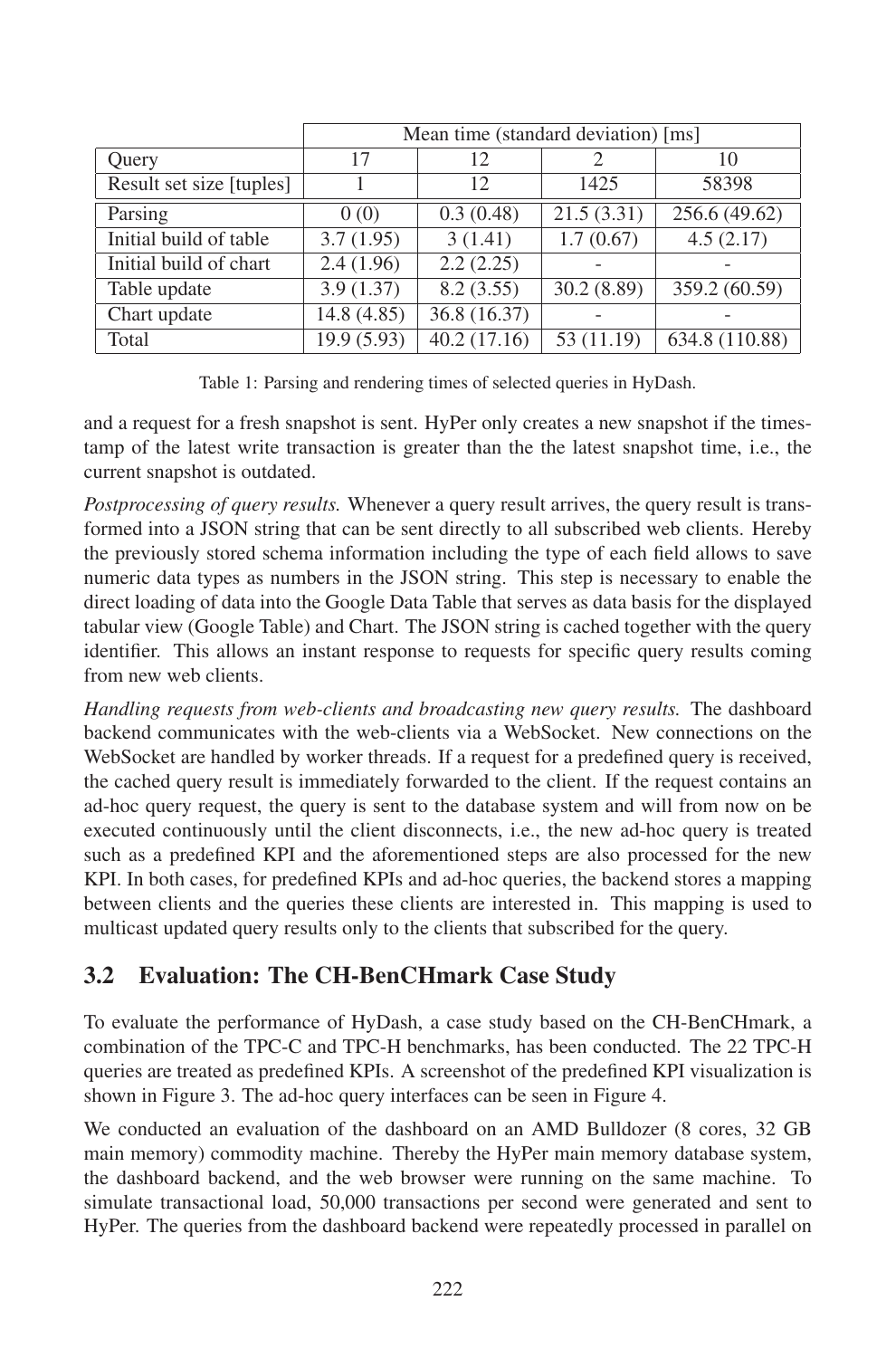| | Mean time (standard deviation) [ms] | | | |
|---|---|---|---|---|
| Query | 17 | 12 | 2 | 10 |
| Result set size [tuples] | 1 | 12 | 1425 | 58398 |
| Parsing | 0 (0) | 0.3 (0.48) | 21.5 (3.31) | 256.6 (49.62) |
| Initial build of table | 3.7 (1.95) | 3 (1.41) | 1.7 (0.67) | 4.5 (2.17) |
| Initial build of chart | 2.4 (1.96) | 2.2 (2.25) | - | - |
| Table update | 3.9 (1.37) | 8.2 (3.55) | 30.2 (8.89) | 359.2 (60.59) |
| Chart update | 14.8 (4.85) | 36.8 (16.37) | - | - |
| Total | 19.9 (5.93) | 40.2 (17.16) | 53 (11.19) | 634.8 (110.88) |

Table 1: Parsing and rendering times of selected queries in HyDash.

and a request for a fresh snapshot is sent. HyPer only creates a new snapshot if the timestamp of the latest write transaction is greater than the the latest snapshot time, i.e., the current snapshot is outdated.

*Postprocessing of query results.* Whenever a query result arrives, the query result is transformed into a JSON string that can be sent directly to all subscribed web clients. Hereby the previously stored schema information including the type of each field allows to save numeric data types as numbers in the JSON string. This step is necessary to enable the direct loading of data into the Google Data Table that serves as data basis for the displayed tabular view (Google Table) and Chart. The JSON string is cached together with the query identifier. This allows an instant response to requests for specific query results coming from new web clients.

*Handling requests from web-clients and broadcasting new query results.* The dashboard backend communicates with the web-clients via a WebSocket. New connections on the WebSocket are handled by worker threads. If a request for a predefined query is received, the cached query result is immediately forwarded to the client. If the request contains an ad-hoc query request, the query is sent to the database system and will from now on be executed continuously until the client disconnects, i.e., the new ad-hoc query is treated such as a predefined KPI and the aforementioned steps are also processed for the new KPI. In both cases, for predefined KPIs and ad-hoc queries, the backend stores a mapping between clients and the queries these clients are interested in. This mapping is used to multicast updated query results only to the clients that subscribed for the query.

## 3.2 Evaluation: The CH-BenCHmark Case Study

To evaluate the performance of HyDash, a case study based on the CH-BenCHmark, a combination of the TPC-C and TPC-H benchmarks, has been conducted. The 22 TPC-H queries are treated as predefined KPIs. A screenshot of the predefined KPI visualization is shown in Figure 3. The ad-hoc query interfaces can be seen in Figure 4.

We conducted an evaluation of the dashboard on an AMD Bulldozer (8 cores, 32 GB main memory) commodity machine. Thereby the HyPer main memory database system, the dashboard backend, and the web browser were running on the same machine. To simulate transactional load, 50,000 transactions per second were generated and sent to HyPer. The queries from the dashboard backend were repeatedly processed in parallel on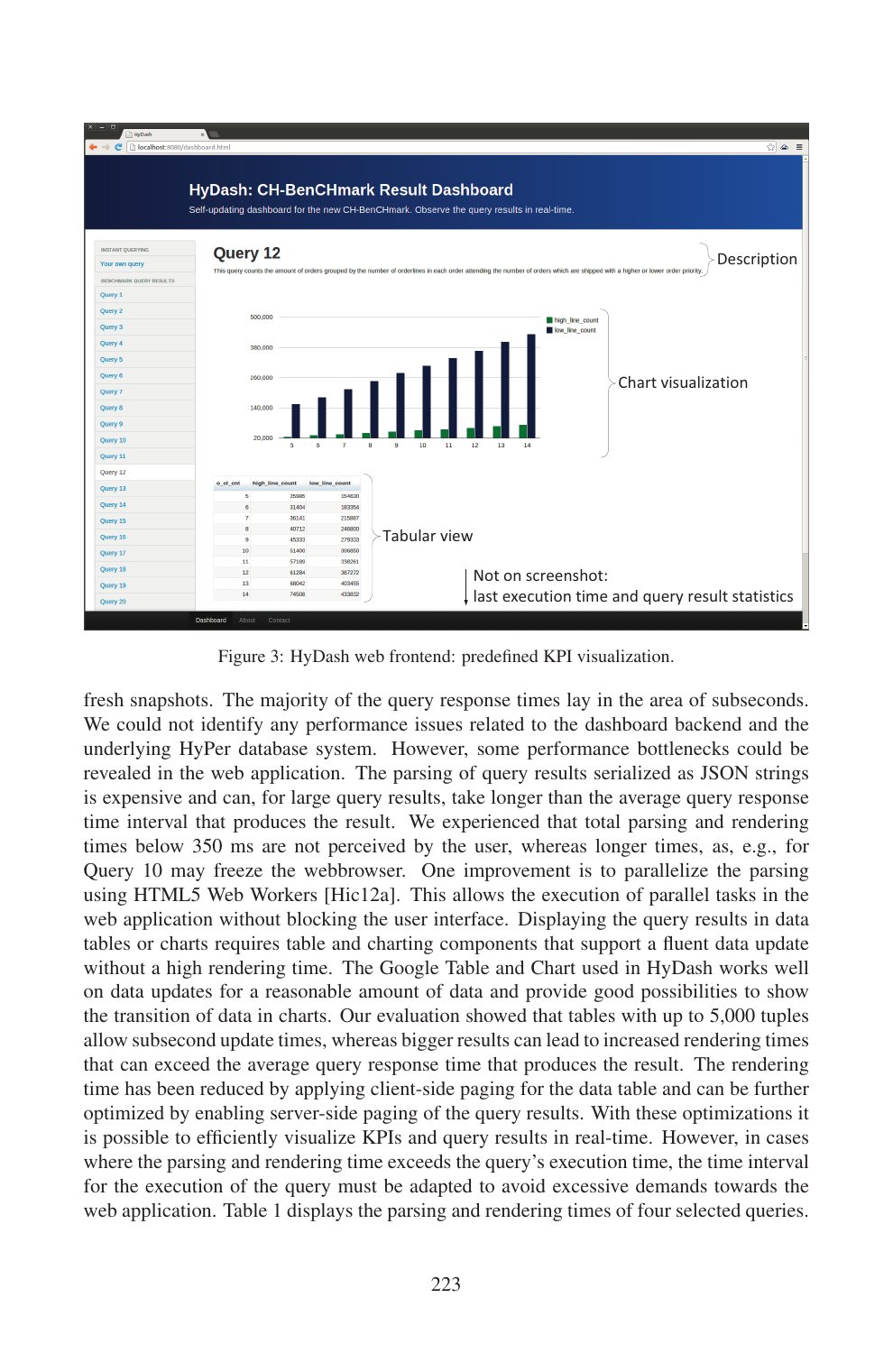Figure 3: HyDash web frontend: predefined KPI visualization.

fresh snapshots. The majority of the query response times lay in the area of subseconds. We could not identify any performance issues related to the dashboard backend and the underlying HyPer database system. However, some performance bottlenecks could be revealed in the web application. The parsing of query results serialized as JSON strings is expensive and can, for large query results, take longer than the average query response time interval that produces the result. We experienced that total parsing and rendering times below 350 ms are not perceived by the user, whereas longer times, as, e.g., for Query 10 may freeze the webbrowser. One improvement is to parallelize the parsing using HTML5 Web Workers [Hic12a]. This allows the execution of parallel tasks in the web application without blocking the user interface. Displaying the query results in data tables or charts requires table and charting components that support a fluent data update without a high rendering time. The Google Table and Chart used in HyDash works well on data updates for a reasonable amount of data and provide good possibilities to show the transition of data in charts. Our evaluation showed that tables with up to 5,000 tuples allow subsecond update times, whereas bigger results can lead to increased rendering times that can exceed the average query response time that produces the result. The rendering time has been reduced by applying client-side paging for the data table and can be further optimized by enabling server-side paging of the query results. With these optimizations it is possible to efficiently visualize KPIs and query results in real-time. However, in cases where the parsing and rendering time exceeds the query's execution time, the time interval for the execution of the query must be adapted to avoid excessive demands towards the web application. Table 1 displays the parsing and rendering times of four selected queries.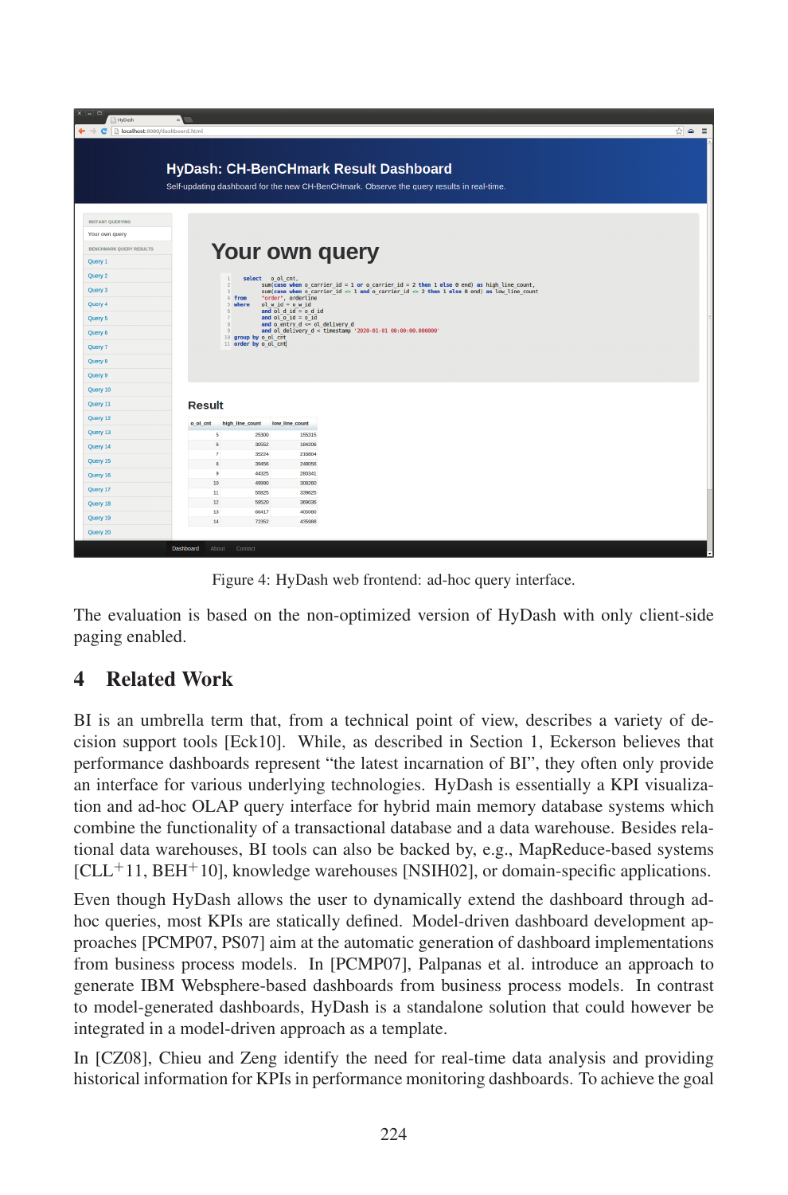Figure 4: HyDash web frontend: ad-hoc query interface.

The evaluation is based on the non-optimized version of HyDash with only client-side paging enabled.

## 4 Related Work

BI is an umbrella term that, from a technical point of view, describes a variety of decision support tools [Eck10]. While, as described in Section 1, Eckerson believes that performance dashboards represent "the latest incarnation of BI", they often only provide an interface for various underlying technologies. HyDash is essentially a KPI visualization and ad-hoc OLAP query interface for hybrid main memory database systems which combine the functionality of a transactional database and a data warehouse. Besides relational data warehouses, BI tools can also be backed by, e.g., MapReduce-based systems [CLL+11, BEH+10], knowledge warehouses [NSIH02], or domain-specific applications.

Even though HyDash allows the user to dynamically extend the dashboard through ad-hoc queries, most KPIs are statically defined. Model-driven dashboard development approaches [PCMP07, PS07] aim at the automatic generation of dashboard implementations from business process models. In [PCMP07], Palpanas et al. introduce an approach to generate IBM Websphere-based dashboards from business process models. In contrast to model-generated dashboards, HyDash is a standalone solution that could however be integrated in a model-driven approach as a template.

In [CZ08], Chieu and Zeng identify the need for real-time data analysis and providing historical information for KPIs in performance monitoring dashboards. To achieve the goal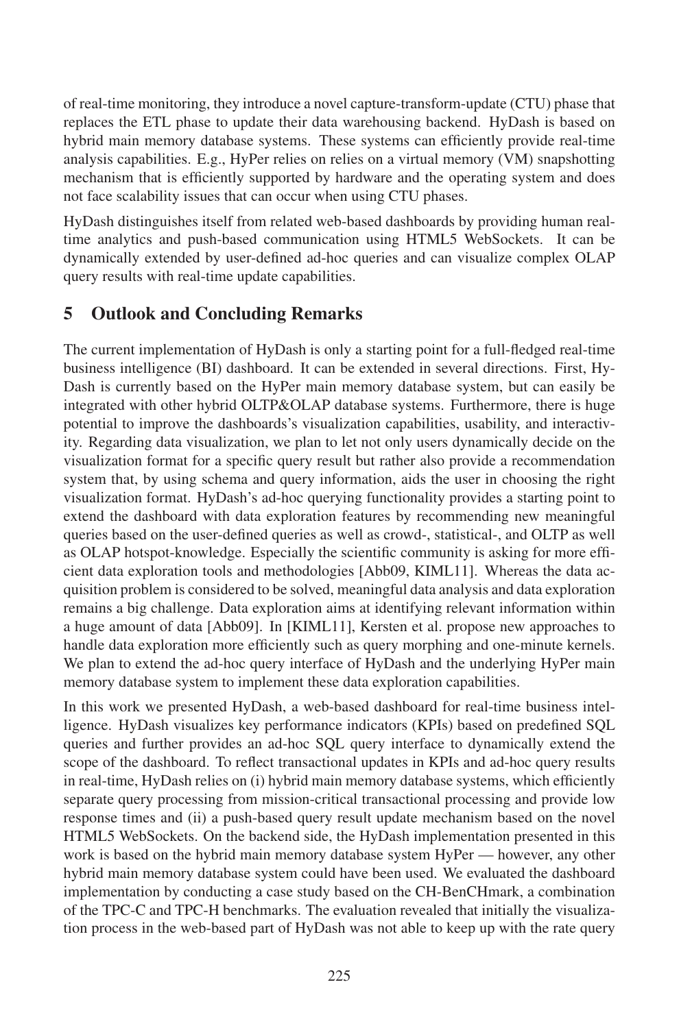of real-time monitoring, they introduce a novel capture-transform-update (CTU) phase that replaces the ETL phase to update their data warehousing backend. HyDash is based on hybrid main memory database systems. These systems can efficiently provide real-time analysis capabilities. E.g., HyPer relies on relies on a virtual memory (VM) snapshotting mechanism that is efficiently supported by hardware and the operating system and does not face scalability issues that can occur when using CTU phases.

HyDash distinguishes itself from related web-based dashboards by providing human real-time analytics and push-based communication using HTML5 WebSockets. It can be dynamically extended by user-defined ad-hoc queries and can visualize complex OLAP query results with real-time update capabilities.

## 5 Outlook and Concluding Remarks

The current implementation of HyDash is only a starting point for a full-fledged real-time business intelligence (BI) dashboard. It can be extended in several directions. First, HyDash is currently based on the HyPer main memory database system, but can easily be integrated with other hybrid OLTP&OLAP database systems. Furthermore, there is huge potential to improve the dashboards's visualization capabilities, usability, and interactivity. Regarding data visualization, we plan to let not only users dynamically decide on the visualization format for a specific query result but rather also provide a recommendation system that, by using schema and query information, aids the user in choosing the right visualization format. HyDash's ad-hoc querying functionality provides a starting point to extend the dashboard with data exploration features by recommending new meaningful queries based on the user-defined queries as well as crowd-, statistical-, and OLTP as well as OLAP hotspot-knowledge. Especially the scientific community is asking for more efficient data exploration tools and methodologies [Abb09, KIML11]. Whereas the data acquisition problem is considered to be solved, meaningful data analysis and data exploration remains a big challenge. Data exploration aims at identifying relevant information within a huge amount of data [Abb09]. In [KIML11], Kersten et al. propose new approaches to handle data exploration more efficiently such as query morphing and one-minute kernels. We plan to extend the ad-hoc query interface of HyDash and the underlying HyPer main memory database system to implement these data exploration capabilities.

In this work we presented HyDash, a web-based dashboard for real-time business intelligence. HyDash visualizes key performance indicators (KPIs) based on predefined SQL queries and further provides an ad-hoc SQL query interface to dynamically extend the scope of the dashboard. To reflect transactional updates in KPIs and ad-hoc query results in real-time, HyDash relies on (i) hybrid main memory database systems, which efficiently separate query processing from mission-critical transactional processing and provide low response times and (ii) a push-based query result update mechanism based on the novel HTML5 WebSockets. On the backend side, the HyDash implementation presented in this work is based on the hybrid main memory database system HyPer — however, any other hybrid main memory database system could have been used. We evaluated the dashboard implementation by conducting a case study based on the CH-BenCHmark, a combination of the TPC-C and TPC-H benchmarks. The evaluation revealed that initially the visualization process in the web-based part of HyDash was not able to keep up with the rate query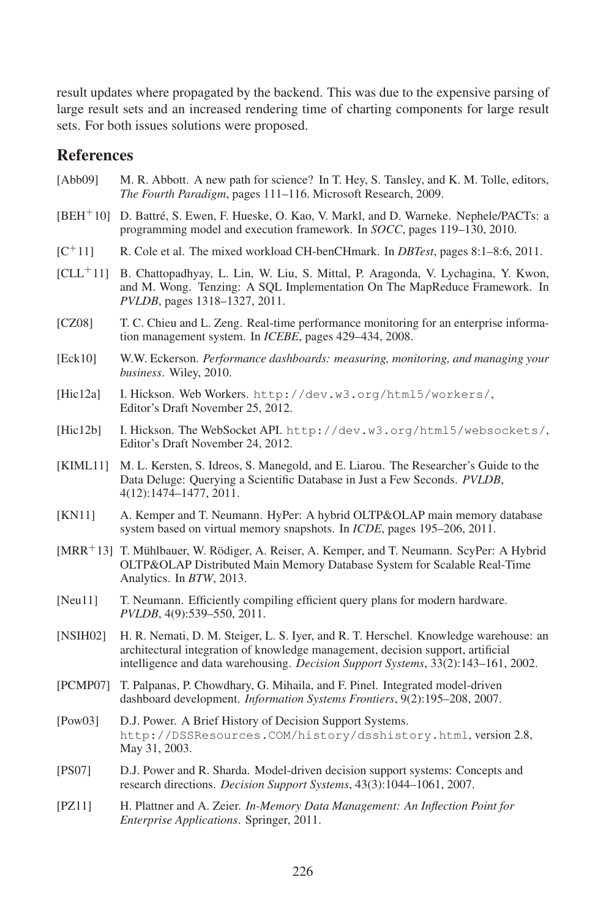result updates where propagated by the backend. This was due to the expensive parsing of large result sets and an increased rendering time of charting components for large result sets. For both issues solutions were proposed.

## References

[Abb09] M. R. Abbott. A new path for science? In T. Hey, S. Tansley, and K. M. Tolle, editors, *The Fourth Paradigm*, pages 111–116. Microsoft Research, 2009.

[BEH+10] D. Battré, S. Ewen, F. Hueske, O. Kao, V. Markl, and D. Warneke. Nephele/PACTs: a programming model and execution framework. In *SOCC*, pages 119–130, 2010.

[C+11] R. Cole et al. The mixed workload CH-benCHmark. In *DBTest*, pages 8:1–8:6, 2011.

[CLL+11] B. Chattopadhyay, L. Lin, W. Liu, S. Mittal, P. Aragonda, V. Lychagina, Y. Kwon, and M. Wong. Tenzing: A SQL Implementation On The MapReduce Framework. In *PVLDB*, pages 1318–1327, 2011.

[CZ08] T. C. Chieu and L. Zeng. Real-time performance monitoring for an enterprise information management system. In *ICEBE*, pages 429–434, 2008.

[Eck10] W.W. Eckerson. *Performance dashboards: measuring, monitoring, and managing your business*. Wiley, 2010.

[Hic12a] I. Hickson. Web Workers. `http://dev.w3.org/html5/workers/`, Editor's Draft November 25, 2012.

[Hic12b] I. Hickson. The WebSocket API. `http://dev.w3.org/html5/websockets/`, Editor's Draft November 24, 2012.

[KIML11] M. L. Kersten, S. Idreos, S. Manegold, and E. Liarou. The Researcher's Guide to the Data Deluge: Querying a Scientific Database in Just a Few Seconds. *PVLDB*, 4(12):1474–1477, 2011.

[KN11] A. Kemper and T. Neumann. HyPer: A hybrid OLTP&OLAP main memory database system based on virtual memory snapshots. In *ICDE*, pages 195–206, 2011.

[MRR+13] T. Mühlbauer, W. Rödiger, A. Reiser, A. Kemper, and T. Neumann. ScyPer: A Hybrid OLTP&OLAP Distributed Main Memory Database System for Scalable Real-Time Analytics. In *BTW*, 2013.

[Neu11] T. Neumann. Efficiently compiling efficient query plans for modern hardware. *PVLDB*, 4(9):539–550, 2011.

[NSIH02] H. R. Nemati, D. M. Steiger, L. S. Iyer, and R. T. Herschel. Knowledge warehouse: an architectural integration of knowledge management, decision support, artificial intelligence and data warehousing. *Decision Support Systems*, 33(2):143–161, 2002.

[PCMP07] T. Palpanas, P. Chowdhary, G. Mihaila, and F. Pinel. Integrated model-driven dashboard development. *Information Systems Frontiers*, 9(2):195–208, 2007.

[Pow03] D.J. Power. A Brief History of Decision Support Systems. `http://DSSResources.COM/history/dsshistory.html`, version 2.8, May 31, 2003.

[PS07] D.J. Power and R. Sharda. Model-driven decision support systems: Concepts and research directions. *Decision Support Systems*, 43(3):1044–1061, 2007.

[PZ11] H. Plattner and A. Zeier. *In-Memory Data Management: An Inflection Point for Enterprise Applications*. Springer, 2011.